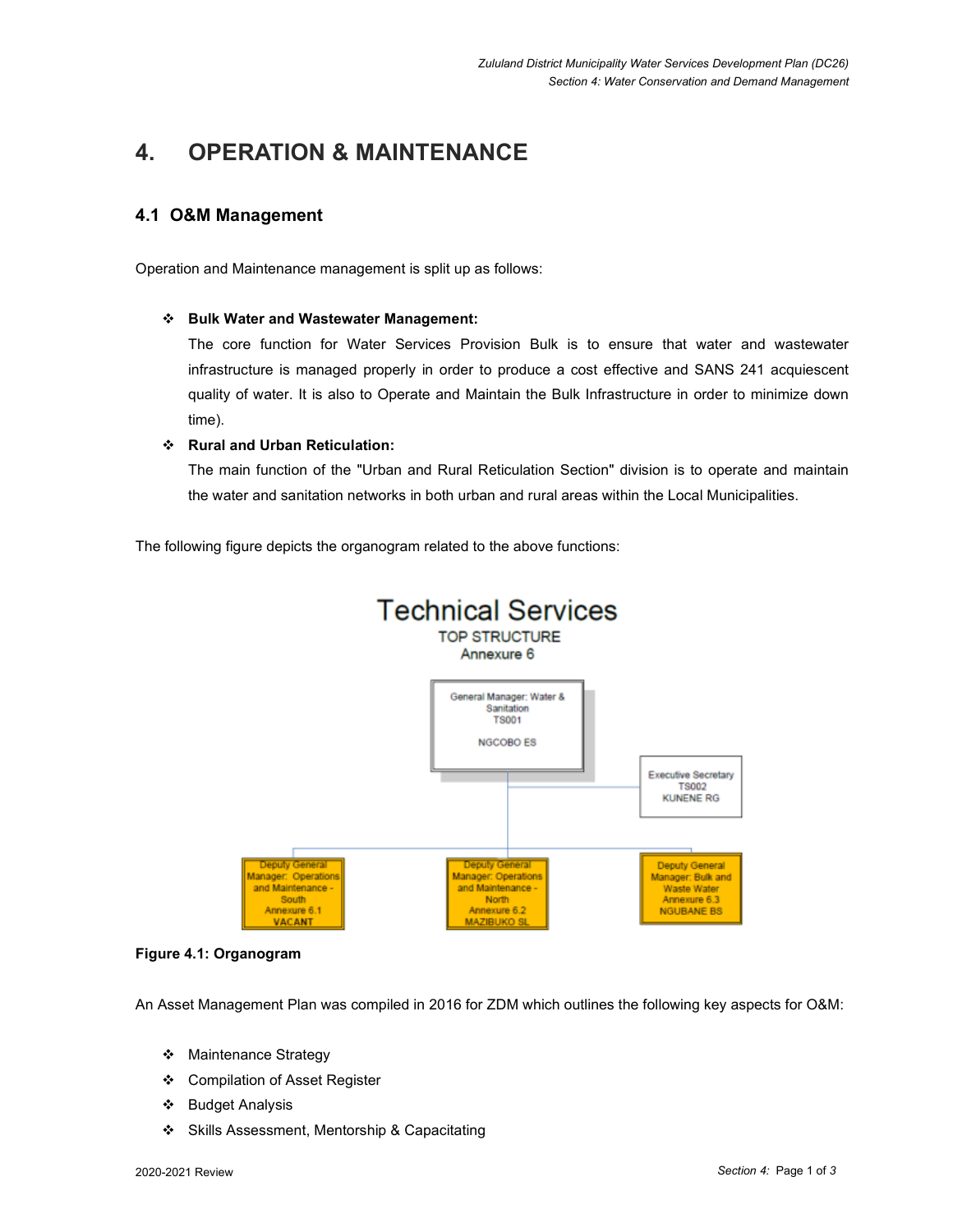# 4. OPERATION & MAINTENANCE

## 4.1 O&M Management

Operation and Maintenance management is split up as follows:

- **Bulk Water and Wastewater Management:**
  The core function for Water Services Provision Bulk is to ensure that water and wastewater infrastructure is managed properly in order to produce a cost effective and SANS 241 acquiescent quality of water. It is also to Operate and Maintain the Bulk Infrastructure in order to minimize down time).
- **Rural and Urban Reticulation:**
  The main function of the "Urban and Rural Reticulation Section" division is to operate and maintain the water and sanitation networks in both urban and rural areas within the Local Municipalities.

The following figure depicts the organogram related to the above functions:

Technical Services
TOP STRUCTURE
Annexure 6

General Manager: Water & Sanitation
TS001
NGCOBO ES

Executive Secretary
TS002
KUNENE RG

Deputy General Manager: Operations and Maintenance - South
Annexure 6.1
VACANT

Deputy General Manager: Operations and Maintenance - North
Annexure 6.2
MAZIBUKO SL

Deputy General Manager: Bulk and Waste Water
Annexure 6.3
NGUBANE BS

**Figure 4.1: Organogram**

An Asset Management Plan was compiled in 2016 for ZDM which outlines the following key aspects for O&M:

- Maintenance Strategy
- Compilation of Asset Register
- Budget Analysis
- Skills Assessment, Mentorship & Capacitating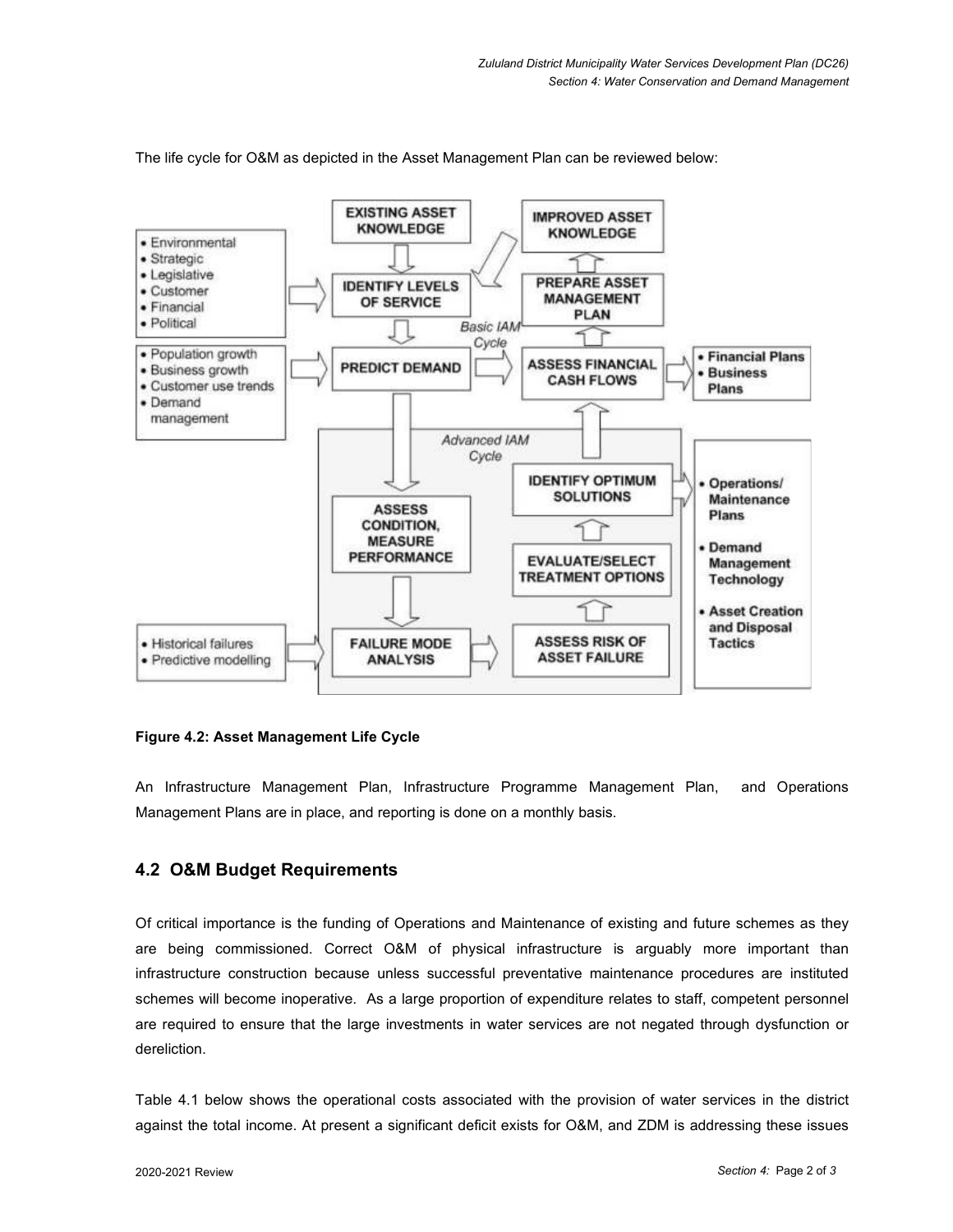The life cycle for O&M as depicted in the Asset Management Plan can be reviewed below:

**Figure 4.2: Asset Management Life Cycle**

An Infrastructure Management Plan, Infrastructure Programme Management Plan, and Operations Management Plans are in place, and reporting is done on a monthly basis.

## 4.2 O&M Budget Requirements

Of critical importance is the funding of Operations and Maintenance of existing and future schemes as they are being commissioned. Correct O&M of physical infrastructure is arguably more important than infrastructure construction because unless successful preventative maintenance procedures are instituted schemes will become inoperative. As a large proportion of expenditure relates to staff, competent personnel are required to ensure that the large investments in water services are not negated through dysfunction or dereliction.

Table 4.1 below shows the operational costs associated with the provision of water services in the district against the total income. At present a significant deficit exists for O&M, and ZDM is addressing these issues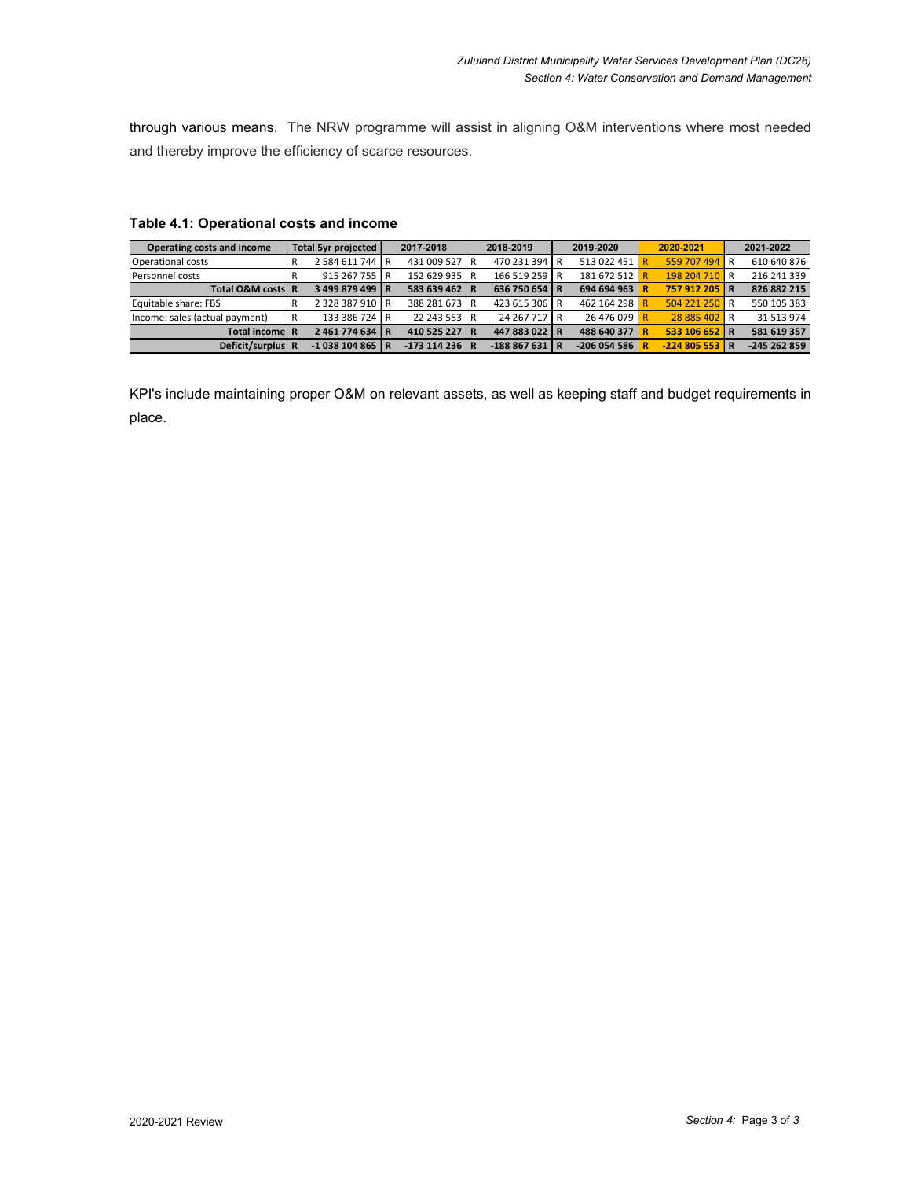through various means. The NRW programme will assist in aligning O&M interventions where most needed and thereby improve the efficiency of scarce resources.

**Table 4.1: Operational costs and income**

| Operating costs and income | Total 5yr projected | 2017-2018 | 2018-2019 | 2019-2020 | 2020-2021 | 2021-2022 |
|---|---|---|---|---|---|---|
| Operational costs | R 2 584 611 744 | R 431 009 527 | R 470 231 394 | R 513 022 451 | R 559 707 494 | R 610 640 876 |
| Personnel costs | R 915 267 755 | R 152 629 935 | R 166 519 259 | R 181 672 512 | R 198 204 710 | R 216 241 339 |
| **Total O&M costs** | **R 3 499 879 499** | **R 583 639 462** | **R 636 750 654** | **R 694 694 963** | **R 757 912 205** | **R 826 882 215** |
| Equitable share: FBS | R 2 328 387 910 | R 388 281 673 | R 423 615 306 | R 462 164 298 | R 504 221 250 | R 550 105 383 |
| Income: sales (actual payment) | R 133 386 724 | R 22 243 553 | R 24 267 717 | R 26 476 079 | R 28 885 402 | R 31 513 974 |
| **Total income** | **R 2 461 774 634** | **R 410 525 227** | **R 447 883 022** | **R 488 640 377** | **R 533 106 652** | **R 581 619 357** |
| **Deficit/surplus** | **R -1 038 104 865** | **R -173 114 236** | **R -188 867 631** | **R -206 054 586** | **R -224 805 553** | **R -245 262 859** |

KPI's include maintaining proper O&M on relevant assets, as well as keeping staff and budget requirements in place.